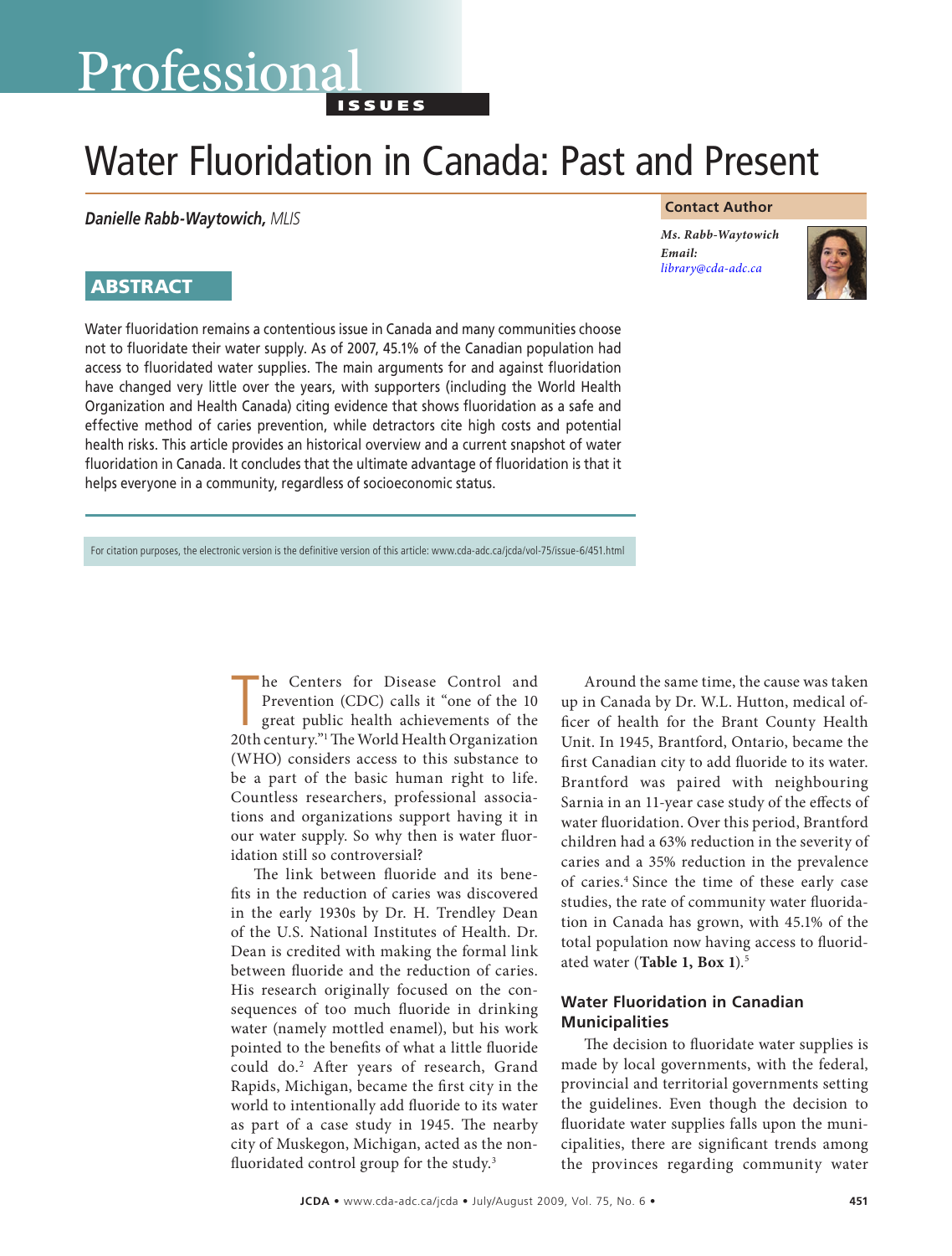# Water Fluoridation in Canada: Past and Present

***Danielle Rabb-Waytowich,*** *MLIS*

**Contact Author**

*Ms. Rabb-Waytowich*
*Email:*
*library@cda-adc.ca*

## ABSTRACT

Water fluoridation remains a contentious issue in Canada and many communities choose not to fluoridate their water supply. As of 2007, 45.1% of the Canadian population had access to fluoridated water supplies. The main arguments for and against fluoridation have changed very little over the years, with supporters (including the World Health Organization and Health Canada) citing evidence that shows fluoridation as a safe and effective method of caries prevention, while detractors cite high costs and potential health risks. This article provides an historical overview and a current snapshot of water fluoridation in Canada. It concludes that the ultimate advantage of fluoridation is that it helps everyone in a community, regardless of socioeconomic status.

For citation purposes, the electronic version is the definitive version of this article: www.cda-adc.ca/jcda/vol-75/issue-6/451.html

The Centers for Disease Control and Prevention (CDC) calls it "one of the 10 great public health achievements of the 20th century."[1] The World Health Organization (WHO) considers access to this substance to be a part of the basic human right to life. Countless researchers, professional associations and organizations support having it in our water supply. So why then is water fluoridation still so controversial?

The link between fluoride and its benefits in the reduction of caries was discovered in the early 1930s by Dr. H. Trendley Dean of the U.S. National Institutes of Health. Dr. Dean is credited with making the formal link between fluoride and the reduction of caries. His research originally focused on the consequences of too much fluoride in drinking water (namely mottled enamel), but his work pointed to the benefits of what a little fluoride could do.[2] After years of research, Grand Rapids, Michigan, became the first city in the world to intentionally add fluoride to its water as part of a case study in 1945. The nearby city of Muskegon, Michigan, acted as the non-fluoridated control group for the study.[3]

Around the same time, the cause was taken up in Canada by Dr. W.L. Hutton, medical officer of health for the Brant County Health Unit. In 1945, Brantford, Ontario, became the first Canadian city to add fluoride to its water. Brantford was paired with neighbouring Sarnia in an 11-year case study of the effects of water fluoridation. Over this period, Brantford children had a 63% reduction in the severity of caries and a 35% reduction in the prevalence of caries.[4] Since the time of these early case studies, the rate of community water fluoridation in Canada has grown, with 45.1% of the total population now having access to fluoridated water (**Table 1, Box 1**).[5]

### Water Fluoridation in Canadian Municipalities

The decision to fluoridate water supplies is made by local governments, with the federal, provincial and territorial governments setting the guidelines. Even though the decision to fluoridate water supplies falls upon the municipalities, there are significant trends among the provinces regarding community water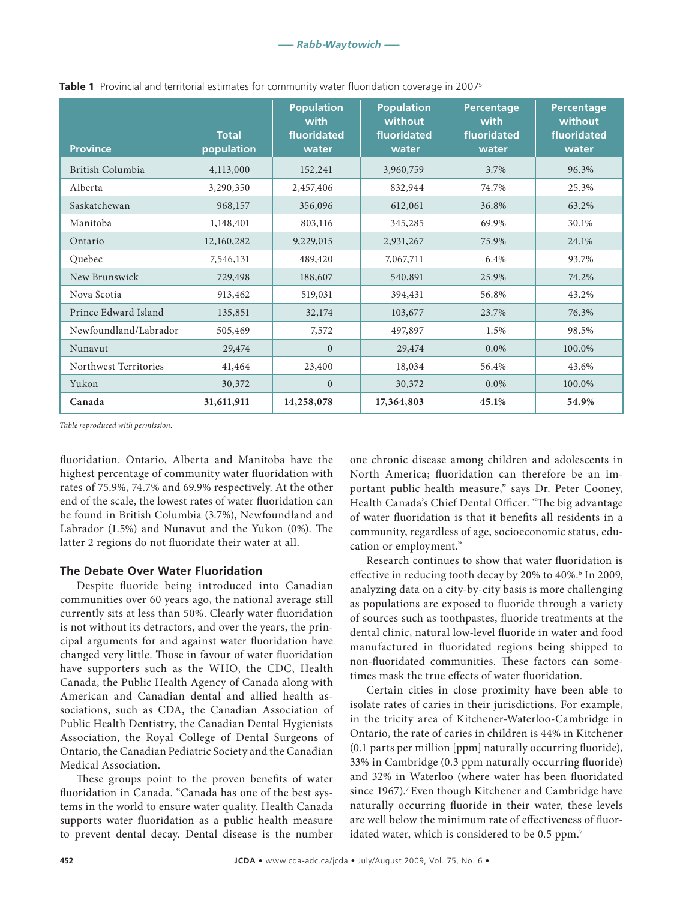**Table 1** Provincial and territorial estimates for community water fluoridation coverage in 2007[5]

| Province | Total population | Population with fluoridated water | Population without fluoridated water | Percentage with fluoridated water | Percentage without fluoridated water |
|---|---|---|---|---|---|
| British Columbia | 4,113,000 | 152,241 | 3,960,759 | 3.7% | 96.3% |
| Alberta | 3,290,350 | 2,457,406 | 832,944 | 74.7% | 25.3% |
| Saskatchewan | 968,157 | 356,096 | 612,061 | 36.8% | 63.2% |
| Manitoba | 1,148,401 | 803,116 | 345,285 | 69.9% | 30.1% |
| Ontario | 12,160,282 | 9,229,015 | 2,931,267 | 75.9% | 24.1% |
| Quebec | 7,546,131 | 489,420 | 7,067,711 | 6.4% | 93.7% |
| New Brunswick | 729,498 | 188,607 | 540,891 | 25.9% | 74.2% |
| Nova Scotia | 913,462 | 519,031 | 394,431 | 56.8% | 43.2% |
| Prince Edward Island | 135,851 | 32,174 | 103,677 | 23.7% | 76.3% |
| Newfoundland/Labrador | 505,469 | 7,572 | 497,897 | 1.5% | 98.5% |
| Nunavut | 29,474 | 0 | 29,474 | 0.0% | 100.0% |
| Northwest Territories | 41,464 | 23,400 | 18,034 | 56.4% | 43.6% |
| Yukon | 30,372 | 0 | 30,372 | 0.0% | 100.0% |
| **Canada** | **31,611,911** | **14,258,078** | **17,364,803** | **45.1%** | **54.9%** |

*Table reproduced with permission.*

fluoridation. Ontario, Alberta and Manitoba have the highest percentage of community water fluoridation with rates of 75.9%, 74.7% and 69.9% respectively. At the other end of the scale, the lowest rates of water fluoridation can be found in British Columbia (3.7%), Newfoundland and Labrador (1.5%) and Nunavut and the Yukon (0%). The latter 2 regions do not fluoridate their water at all.

### The Debate Over Water Fluoridation

Despite fluoride being introduced into Canadian communities over 60 years ago, the national average still currently sits at less than 50%. Clearly water fluoridation is not without its detractors, and over the years, the principal arguments for and against water fluoridation have changed very little. Those in favour of water fluoridation have supporters such as the WHO, the CDC, Health Canada, the Public Health Agency of Canada along with American and Canadian dental and allied health associations, such as CDA, the Canadian Association of Public Health Dentistry, the Canadian Dental Hygienists Association, the Royal College of Dental Surgeons of Ontario, the Canadian Pediatric Society and the Canadian Medical Association.

These groups point to the proven benefits of water fluoridation in Canada. "Canada has one of the best systems in the world to ensure water quality. Health Canada supports water fluoridation as a public health measure to prevent dental decay. Dental disease is the number one chronic disease among children and adolescents in North America; fluoridation can therefore be an important public health measure," says Dr. Peter Cooney, Health Canada's Chief Dental Officer. "The big advantage of water fluoridation is that it benefits all residents in a community, regardless of age, socioeconomic status, education or employment."

Research continues to show that water fluoridation is effective in reducing tooth decay by 20% to 40%.[6] In 2009, analyzing data on a city-by-city basis is more challenging as populations are exposed to fluoride through a variety of sources such as toothpastes, fluoride treatments at the dental clinic, natural low-level fluoride in water and food manufactured in fluoridated regions being shipped to non-fluoridated communities. These factors can sometimes mask the true effects of water fluoridation.

Certain cities in close proximity have been able to isolate rates of caries in their jurisdictions. For example, in the tricity area of Kitchener-Waterloo-Cambridge in Ontario, the rate of caries in children is 44% in Kitchener (0.1 parts per million [ppm] naturally occurring fluoride), 33% in Cambridge (0.3 ppm naturally occurring fluoride) and 32% in Waterloo (where water has been fluoridated since 1967).[7] Even though Kitchener and Cambridge have naturally occurring fluoride in their water, these levels are well below the minimum rate of effectiveness of fluoridated water, which is considered to be 0.5 ppm.[7]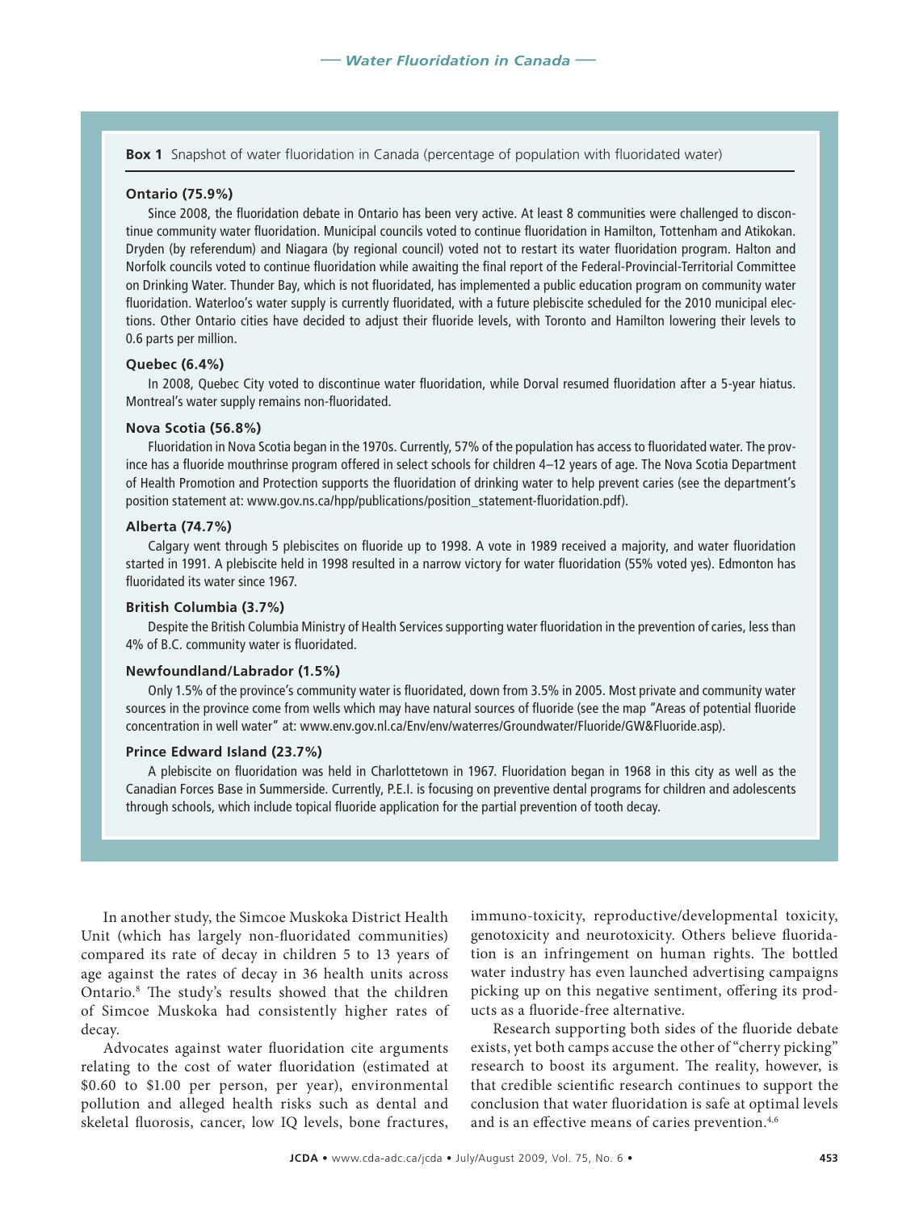**Box 1** Snapshot of water fluoridation in Canada (percentage of population with fluoridated water)

**Ontario (75.9%)**

Since 2008, the fluoridation debate in Ontario has been very active. At least 8 communities were challenged to discontinue community water fluoridation. Municipal councils voted to continue fluoridation in Hamilton, Tottenham and Atikokan. Dryden (by referendum) and Niagara (by regional council) voted not to restart its water fluoridation program. Halton and Norfolk councils voted to continue fluoridation while awaiting the final report of the Federal-Provincial-Territorial Committee on Drinking Water. Thunder Bay, which is not fluoridated, has implemented a public education program on community water fluoridation. Waterloo's water supply is currently fluoridated, with a future plebiscite scheduled for the 2010 municipal elections. Other Ontario cities have decided to adjust their fluoride levels, with Toronto and Hamilton lowering their levels to 0.6 parts per million.

**Quebec (6.4%)**

In 2008, Quebec City voted to discontinue water fluoridation, while Dorval resumed fluoridation after a 5-year hiatus. Montreal's water supply remains non-fluoridated.

**Nova Scotia (56.8%)**

Fluoridation in Nova Scotia began in the 1970s. Currently, 57% of the population has access to fluoridated water. The province has a fluoride mouthrinse program offered in select schools for children 4–12 years of age. The Nova Scotia Department of Health Promotion and Protection supports the fluoridation of drinking water to help prevent caries (see the department's position statement at: www.gov.ns.ca/hpp/publications/position_statement-fluoridation.pdf).

**Alberta (74.7%)**

Calgary went through 5 plebiscites on fluoride up to 1998. A vote in 1989 received a majority, and water fluoridation started in 1991. A plebiscite held in 1998 resulted in a narrow victory for water fluoridation (55% voted yes). Edmonton has fluoridated its water since 1967.

**British Columbia (3.7%)**

Despite the British Columbia Ministry of Health Services supporting water fluoridation in the prevention of caries, less than 4% of B.C. community water is fluoridated.

**Newfoundland/Labrador (1.5%)**

Only 1.5% of the province's community water is fluoridated, down from 3.5% in 2005. Most private and community water sources in the province come from wells which may have natural sources of fluoride (see the map "Areas of potential fluoride concentration in well water" at: www.env.gov.nl.ca/Env/env/waterres/Groundwater/Fluoride/GW&Fluoride.asp).

**Prince Edward Island (23.7%)**

A plebiscite on fluoridation was held in Charlottetown in 1967. Fluoridation began in 1968 in this city as well as the Canadian Forces Base in Summerside. Currently, P.E.I. is focusing on preventive dental programs for children and adolescents through schools, which include topical fluoride application for the partial prevention of tooth decay.

In another study, the Simcoe Muskoka District Health Unit (which has largely non-fluoridated communities) compared its rate of decay in children 5 to 13 years of age against the rates of decay in 36 health units across Ontario.[8] The study's results showed that the children of Simcoe Muskoka had consistently higher rates of decay.

Advocates against water fluoridation cite arguments relating to the cost of water fluoridation (estimated at $0.60 to $1.00 per person, per year), environmental pollution and alleged health risks such as dental and skeletal fluorosis, cancer, low IQ levels, bone fractures, immuno-toxicity, reproductive/developmental toxicity, genotoxicity and neurotoxicity. Others believe fluoridation is an infringement on human rights. The bottled water industry has even launched advertising campaigns picking up on this negative sentiment, offering its products as a fluoride-free alternative.

Research supporting both sides of the fluoride debate exists, yet both camps accuse the other of "cherry picking" research to boost its argument. The reality, however, is that credible scientific research continues to support the conclusion that water fluoridation is safe at optimal levels and is an effective means of caries prevention.[4,6]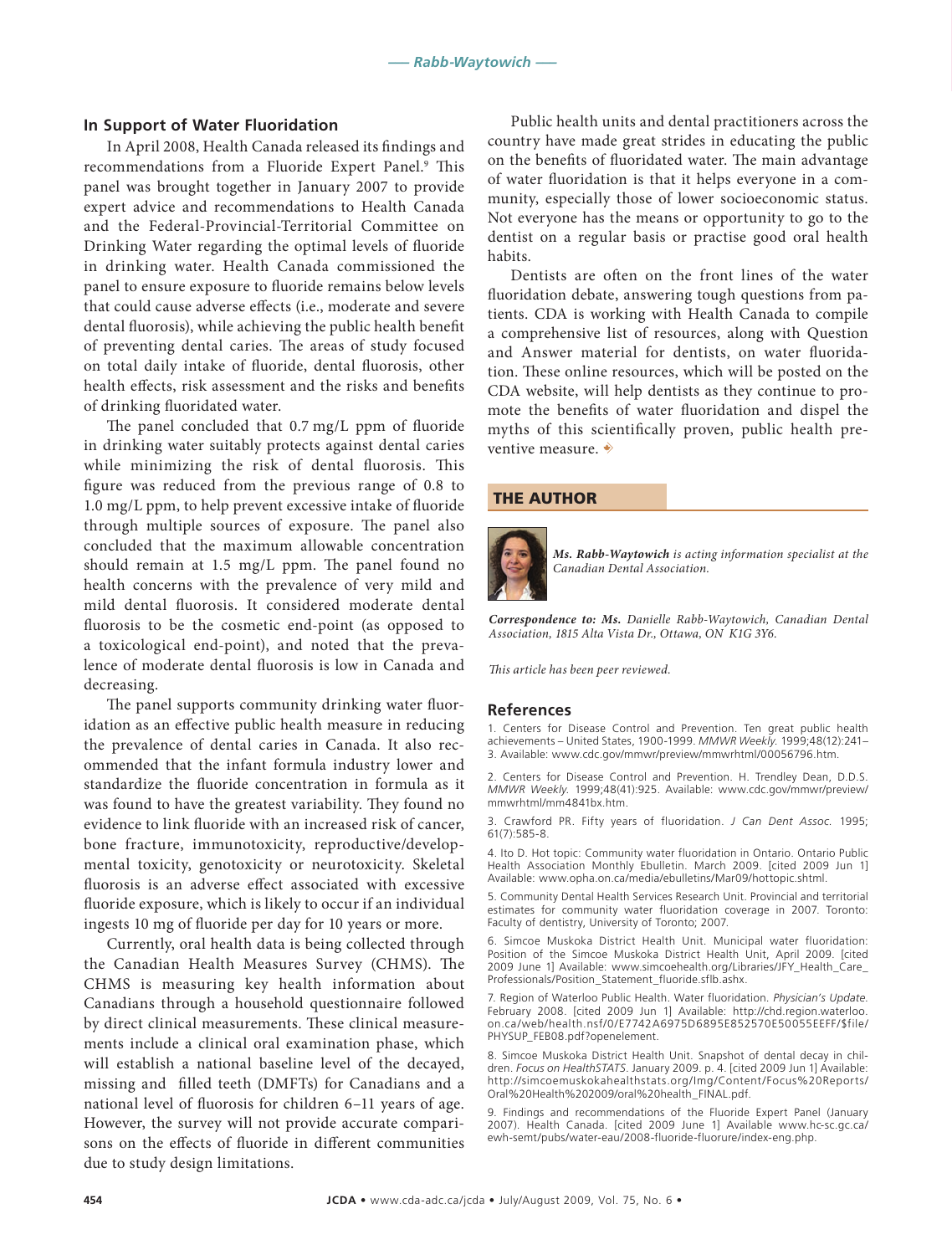## In Support of Water Fluoridation

In April 2008, Health Canada released its findings and recommendations from a Fluoride Expert Panel.[9] This panel was brought together in January 2007 to provide expert advice and recommendations to Health Canada and the Federal-Provincial-Territorial Committee on Drinking Water regarding the optimal levels of fluoride in drinking water. Health Canada commissioned the panel to ensure exposure to fluoride remains below levels that could cause adverse effects (i.e., moderate and severe dental fluorosis), while achieving the public health benefit of preventing dental caries. The areas of study focused on total daily intake of fluoride, dental fluorosis, other health effects, risk assessment and the risks and benefits of drinking fluoridated water.

The panel concluded that 0.7 mg/L ppm of fluoride in drinking water suitably protects against dental caries while minimizing the risk of dental fluorosis. This figure was reduced from the previous range of 0.8 to 1.0 mg/L ppm, to help prevent excessive intake of fluoride through multiple sources of exposure. The panel also concluded that the maximum allowable concentration should remain at 1.5 mg/L ppm. The panel found no health concerns with the prevalence of very mild and mild dental fluorosis. It considered moderate dental fluorosis to be the cosmetic end-point (as opposed to a toxicological end-point), and noted that the prevalence of moderate dental fluorosis is low in Canada and decreasing.

The panel supports community drinking water fluoridation as an effective public health measure in reducing the prevalence of dental caries in Canada. It also recommended that the infant formula industry lower and standardize the fluoride concentration in formula as it was found to have the greatest variability. They found no evidence to link fluoride with an increased risk of cancer, bone fracture, immunotoxicity, reproductive/developmental toxicity, genotoxicity or neurotoxicity. Skeletal fluorosis is an adverse effect associated with excessive fluoride exposure, which is likely to occur if an individual ingests 10 mg of fluoride per day for 10 years or more.

Currently, oral health data is being collected through the Canadian Health Measures Survey (CHMS). The CHMS is measuring key health information about Canadians through a household questionnaire followed by direct clinical measurements. These clinical measurements include a clinical oral examination phase, which will establish a national baseline level of the decayed, missing and filled teeth (DMFTs) for Canadians and a national level of fluorosis for children 6–11 years of age. However, the survey will not provide accurate comparisons on the effects of fluoride in different communities due to study design limitations.

Public health units and dental practitioners across the country have made great strides in educating the public on the benefits of fluoridated water. The main advantage of water fluoridation is that it helps everyone in a community, especially those of lower socioeconomic status. Not everyone has the means or opportunity to go to the dentist on a regular basis or practise good oral health habits.

Dentists are often on the front lines of the water fluoridation debate, answering tough questions from patients. CDA is working with Health Canada to compile a comprehensive list of resources, along with Question and Answer material for dentists, on water fluoridation. These online resources, which will be posted on the CDA website, will help dentists as they continue to promote the benefits of water fluoridation and dispel the myths of this scientifically proven, public health preventive measure.

## THE AUTHOR

***Ms. Rabb-Waytowich*** *is acting information specialist at the Canadian Dental Association.*

***Correspondence to: Ms.*** *Danielle Rabb-Waytowich, Canadian Dental Association, 1815 Alta Vista Dr., Ottawa, ON K1G 3Y6.*

*This article has been peer reviewed.*

## References

1. Centers for Disease Control and Prevention. Ten great public health achievements – United States, 1900-1999. *MMWR Weekly.* 1999;48(12):241–3. Available: www.cdc.gov/mmwr/preview/mmwrhtml/00056796.htm.

2. Centers for Disease Control and Prevention. H. Trendley Dean, D.D.S. *MMWR Weekly.* 1999;48(41):925. Available: www.cdc.gov/mmwr/preview/mmwrhtml/mm4841bx.htm.

3. Crawford PR. Fifty years of fluoridation. *J Can Dent Assoc.* 1995; 61(7):585-8.

4. Ito D. Hot topic: Community water fluoridation in Ontario. Ontario Public Health Association Monthly Ebulletin. March 2009. [cited 2009 Jun 1] Available: www.opha.on.ca/media/ebulletins/Mar09/hottopic.shtml.

5. Community Dental Health Services Research Unit. Provincial and territorial estimates for community water fluoridation coverage in 2007. Toronto: Faculty of dentistry, University of Toronto; 2007.

6. Simcoe Muskoka District Health Unit. Municipal water fluoridation: Position of the Simcoe Muskoka District Health Unit, April 2009. [cited 2009 June 1] Available: www.simcoehealth.org/Libraries/JFY_Health_Care_Professionals/Position_Statement_fluoride.sflb.ashx.

7. Region of Waterloo Public Health. Water fluoridation. *Physician's Update.* February 2008. [cited 2009 Jun 1] Available: http://chd.region.waterloo.on.ca/web/health.nsf/0/E7742A6975D6895E852570E50055EEFF/$file/PHYSUP_FEB08.pdf?openelement.

8. Simcoe Muskoka District Health Unit. Snapshot of dental decay in children. *Focus on HealthSTATS*. January 2009. p. 4. [cited 2009 Jun 1] Available: http://simcoemuskokahealthstats.org/Img/Content/Focus%20Reports/Oral%20Health%202009/oral%20health_FINAL.pdf.

9. Findings and recommendations of the Fluoride Expert Panel (January 2007). Health Canada. [cited 2009 June 1] Available www.hc-sc.gc.ca/ewh-semt/pubs/water-eau/2008-fluoride-fluorure/index-eng.php.